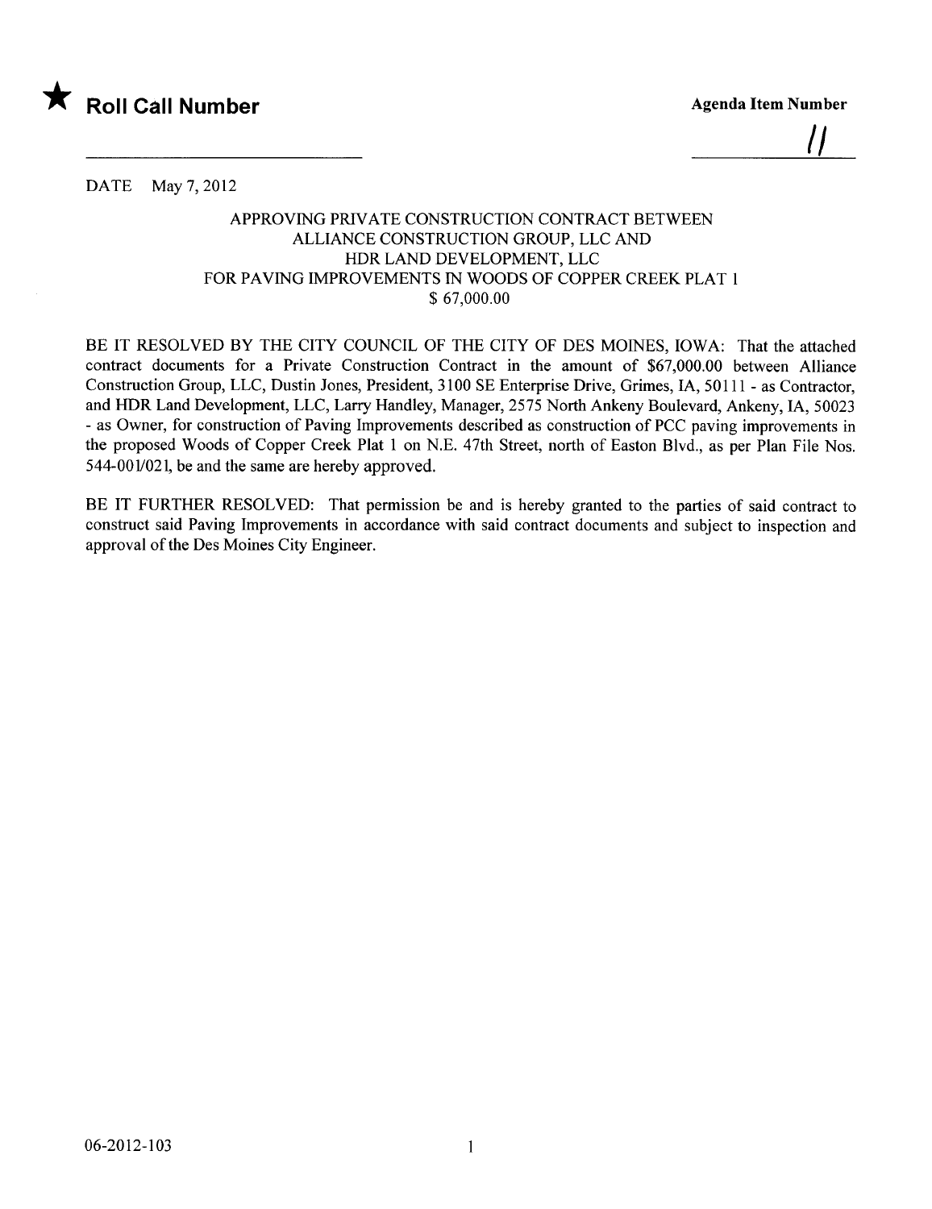★ **Roll Call Number**

**Agenda Item Number**

11

DATE May 7, 2012

APPROVING PRIVATE CONSTRUCTION CONTRACT BETWEEN ALLIANCE CONSTRUCTION GROUP, LLC AND HDR LAND DEVELOPMENT, LLC FOR PAVING IMPROVEMENTS IN WOODS OF COPPER CREEK PLAT 1 $ 67,000.00

BE IT RESOLVED BY THE CITY COUNCIL OF THE CITY OF DES MOINES, IOWA: That the attached contract documents for a Private Construction Contract in the amount of $67,000.00 between Alliance Construction Group, LLC, Dustin Jones, President, 3100 SE Enterprise Drive, Grimes, IA, 50111 - as Contractor, and HDR Land Development, LLC, Larry Handley, Manager, 2575 North Ankeny Boulevard, Ankeny, IA, 50023 - as Owner, for construction of Paving Improvements described as construction of PCC paving improvements in the proposed Woods of Copper Creek Plat 1 on N.E. 47th Street, north of Easton Blvd., as per Plan File Nos. 544-001/021, be and the same are hereby approved.

BE IT FURTHER RESOLVED: That permission be and is hereby granted to the parties of said contract to construct said Paving Improvements in accordance with said contract documents and subject to inspection and approval of the Des Moines City Engineer.

06-2012-103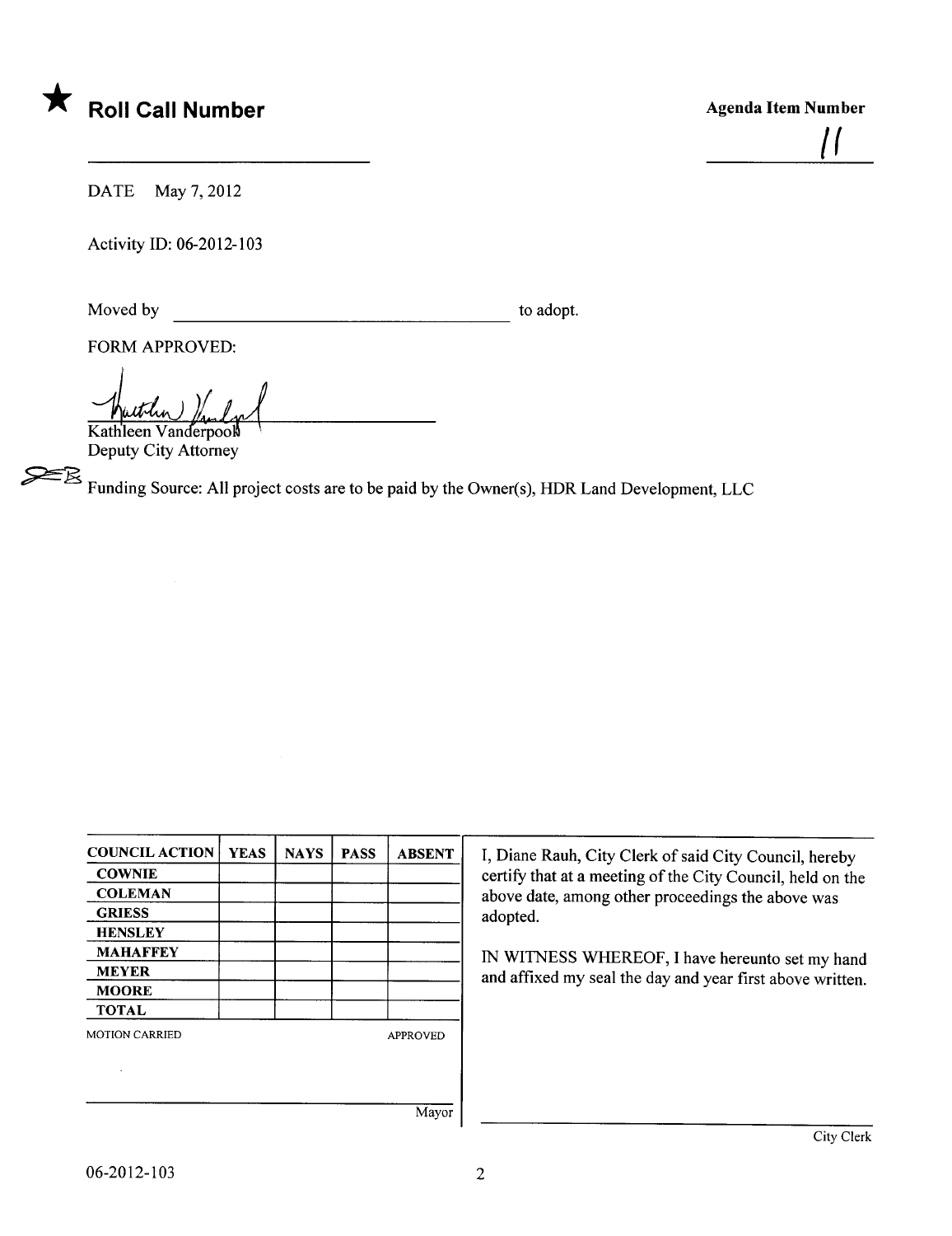★ **Roll Call Number**

**Agenda Item Number**

11

DATE May 7, 2012

Activity ID: 06-2012-103

Moved by ______________________________ to adopt.

FORM APPROVED:

Kathleen Vanderpool
Deputy City Attorney

Funding Source: All project costs are to be paid by the Owner(s), HDR Land Development, LLC

| COUNCIL ACTION | YEAS | NAYS | PASS | ABSENT |
|---|---|---|---|---|
| COWNIE | | | | |
| COLEMAN | | | | |
| GRIESS | | | | |
| HENSLEY | | | | |
| MAHAFFEY | | | | |
| MEYER | | | | |
| MOORE | | | | |
| TOTAL | | | | |

MOTION CARRIED APPROVED

______________________________
Mayor

I, Diane Rauh, City Clerk of said City Council, hereby certify that at a meeting of the City Council, held on the above date, among other proceedings the above was adopted.

IN WITNESS WHEREOF, I have hereunto set my hand and affixed my seal the day and year first above written.

______________________________
City Clerk

06-2012-103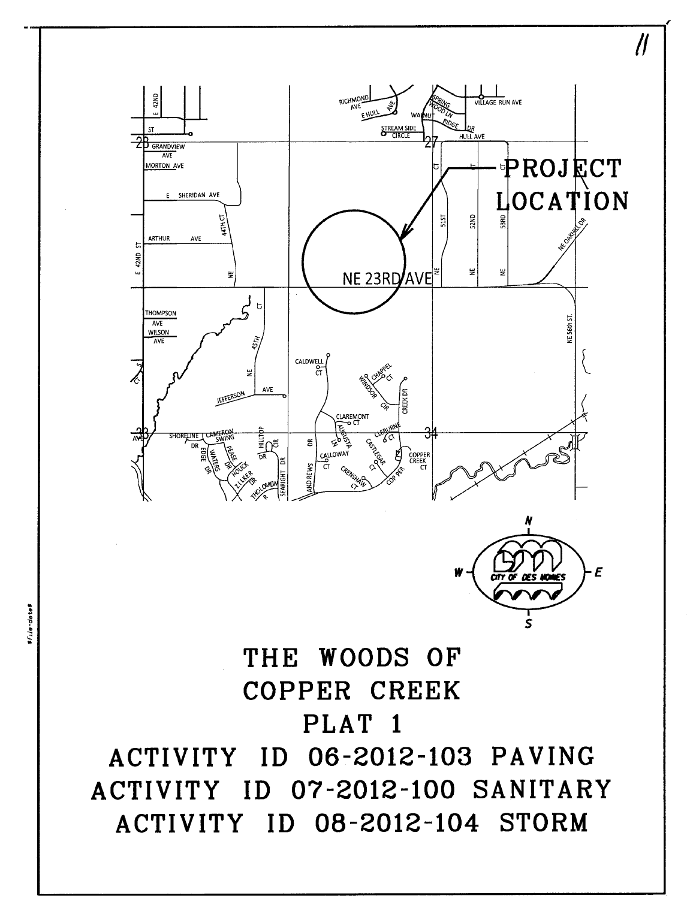PROJECT LOCATION

# THE WOODS OF COPPER CREEK

# PLAT 1

# ACTIVITY ID 06-2012-103 PAVING

# ACTIVITY ID 07-2012-100 SANITARY

# ACTIVITY ID 08-2012-104 STORM